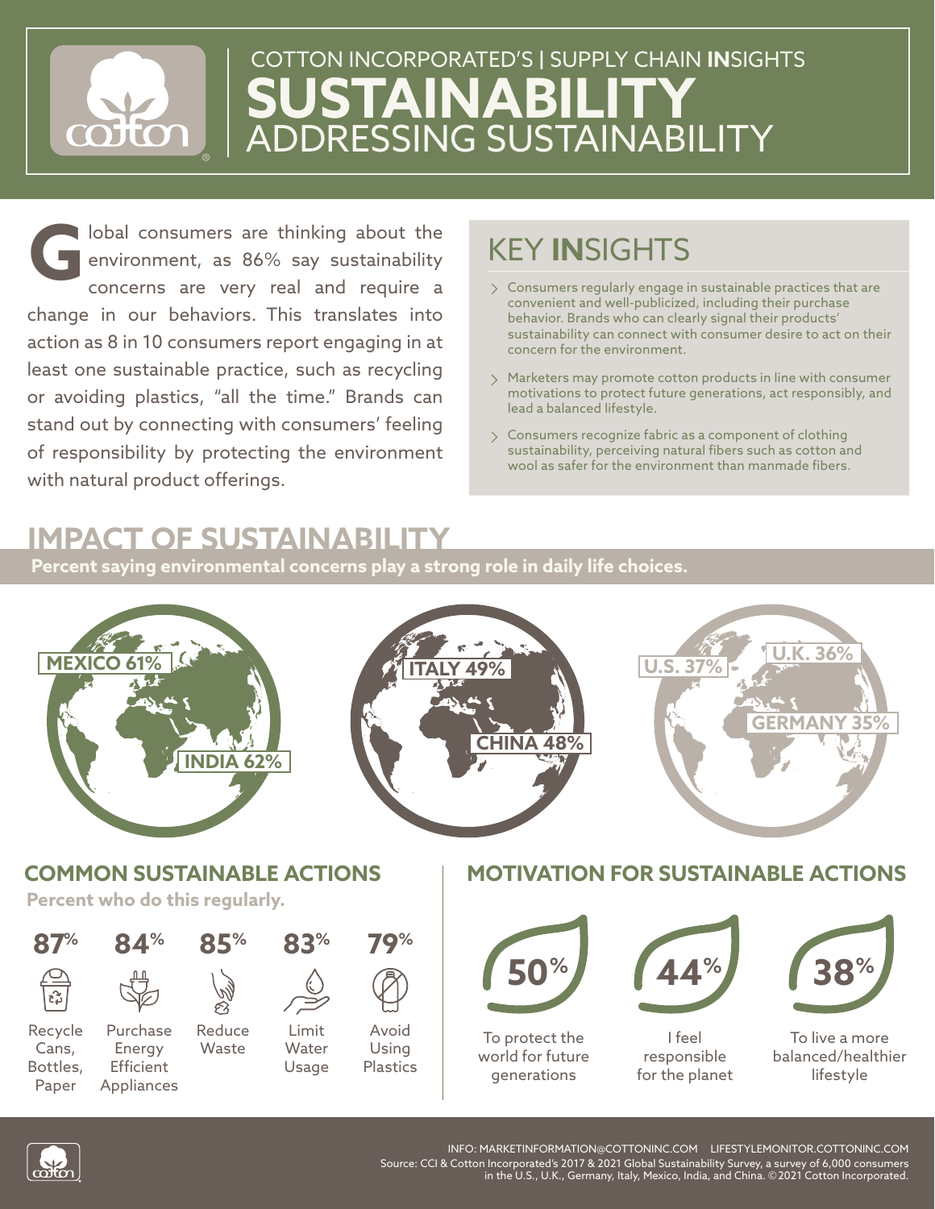# COTTON INCORPORATED'S | SUPPLY CHAIN INSIGHTS

# SUSTAINABILITY

## ADDRESSING SUSTAINABILITY

Global consumers are thinking about the environment, as 86% say sustainability concerns are very real and require a change in our behaviors. This translates into action as 8 in 10 consumers report engaging in at least one sustainable practice, such as recycling or avoiding plastics, "all the time." Brands can stand out by connecting with consumers' feeling of responsibility by protecting the environment with natural product offerings.

## KEY INSIGHTS

- Consumers regularly engage in sustainable practices that are convenient and well-publicized, including their purchase behavior. Brands who can clearly signal their products' sustainability can connect with consumer desire to act on their concern for the environment.
- Marketers may promote cotton products in line with consumer motivations to protect future generations, act responsibly, and lead a balanced lifestyle.
- Consumers recognize fabric as a component of clothing sustainability, perceiving natural fibers such as cotton and wool as safer for the environment than manmade fibers.

## IMPACT OF SUSTAINABILITY

**Percent saying environmental concerns play a strong role in daily life choices.**

- MEXICO 61%
- INDIA 62%
- ITALY 49%
- CHINA 48%
- U.S. 37%
- U.K. 36%
- GERMANY 35%

## COMMON SUSTAINABLE ACTIONS

**Percent who do this regularly.**

- 87% Recycle Cans, Bottles, Paper
- 84% Purchase Energy Efficient Appliances
- 85% Reduce Waste
- 83% Limit Water Usage
- 79% Avoid Using Plastics

## MOTIVATION FOR SUSTAINABLE ACTIONS

- 50% To protect the world for future generations
- 44% I feel responsible for the planet
- 38% To live a more balanced/healthier lifestyle

INFO: MARKETINFORMATION@COTTONINC.COM LIFESTYLEMONITOR.COTTONINC.COM

Source: CCI & Cotton Incorporated's 2017 & 2021 Global Sustainability Survey, a survey of 6,000 consumers in the U.S., U.K., Germany, Italy, Mexico, India, and China. ©2021 Cotton Incorporated.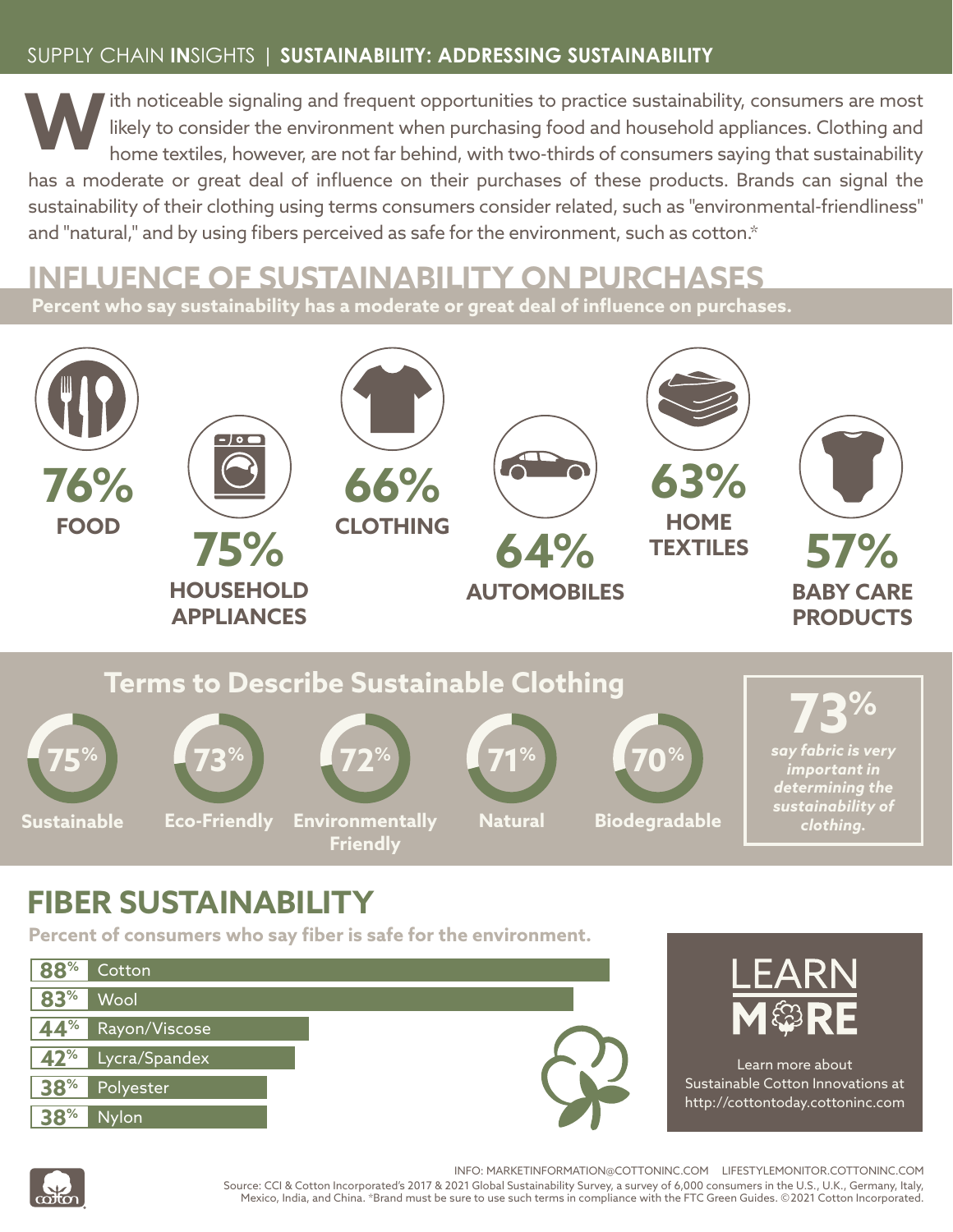SUPPLY CHAIN INSIGHTS | **SUSTAINABILITY: ADDRESSING SUSTAINABILITY**

With noticeable signaling and frequent opportunities to practice sustainability, consumers are most likely to consider the environment when purchasing food and household appliances. Clothing and home textiles, however, are not far behind, with two-thirds of consumers saying that sustainability has a moderate or great deal of influence on their purchases of these products. Brands can signal the sustainability of their clothing using terms consumers consider related, such as "environmental-friendliness" and "natural," and by using fibers perceived as safe for the environment, such as cotton.*

## INFLUENCE OF SUSTAINABILITY ON PURCHASES

**Percent who say sustainability has a moderate or great deal of influence on purchases.**

**76%** FOOD

**75%** HOUSEHOLD APPLIANCES

**66%** CLOTHING

**64%** AUTOMOBILES

**63%** HOME TEXTILES

**57%** BABY CARE PRODUCTS

## Terms to Describe Sustainable Clothing

75% Sustainable

73% Eco-Friendly

72% Environmentally Friendly

71% Natural

70% Biodegradable

**73%** *say fabric is very important in determining the sustainability of clothing.*

## FIBER SUSTAINABILITY

**Percent of consumers who say fiber is safe for the environment.**

88% Cotton

83% Wool

44% Rayon/Viscose

42% Lycra/Spandex

38% Polyester

38% Nylon

**LEARN MORE**

Learn more about Sustainable Cotton Innovations at http://cottontoday.cottoninc.com

INFO: MARKETINFORMATION@COTTONINC.COM LIFESTYLEMONITOR.COTTONINC.COM

Source: CCI & Cotton Incorporated's 2017 & 2021 Global Sustainability Survey, a survey of 6,000 consumers in the U.S., U.K., Germany, Italy, Mexico, India, and China. *Brand must be sure to use such terms in compliance with the FTC Green Guides. ©2021 Cotton Incorporated.